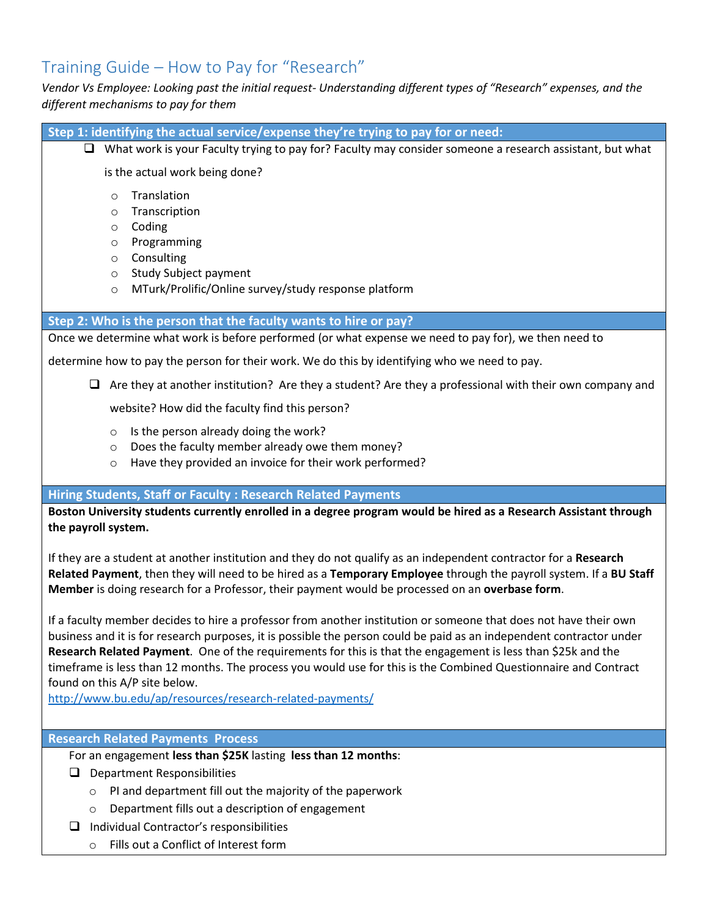# Training Guide – How to Pay for "Research"

*Vendor Vs Employee: Looking past the initial request- Understanding different types of "Research" expenses, and the different mechanisms to pay for them*

## Step 1: identifying the actual service/expense they're trying to pay for or need:

- ☐ What work is your Faculty trying to pay for? Faculty may consider someone a research assistant, but what is the actual work being done?
  - Translation
  - Transcription
  - Coding
  - Programming
  - Consulting
  - Study Subject payment
  - MTurk/Prolific/Online survey/study response platform

## Step 2: Who is the person that the faculty wants to hire or pay?

Once we determine what work is before performed (or what expense we need to pay for), we then need to determine how to pay the person for their work. We do this by identifying who we need to pay.

- ☐ Are they at another institution? Are they a student? Are they a professional with their own company and website? How did the faculty find this person?
  - Is the person already doing the work?
  - Does the faculty member already owe them money?
  - Have they provided an invoice for their work performed?

## Hiring Students, Staff or Faculty : Research Related Payments

**Boston University students currently enrolled in a degree program would be hired as a Research Assistant through the payroll system.**

If they are a student at another institution and they do not qualify as an independent contractor for a **Research Related Payment**, then they will need to be hired as a **Temporary Employee** through the payroll system. If a **BU Staff Member** is doing research for a Professor, their payment would be processed on an **overbase form**.

If a faculty member decides to hire a professor from another institution or someone that does not have their own business and it is for research purposes, it is possible the person could be paid as an independent contractor under **Research Related Payment**. One of the requirements for this is that the engagement is less than $25k and the timeframe is less than 12 months. The process you would use for this is the Combined Questionnaire and Contract found on this A/P site below.
http://www.bu.edu/ap/resources/research-related-payments/

## Research Related Payments Process

For an engagement **less than $25K** lasting **less than 12 months**:

- ☐ Department Responsibilities
  - PI and department fill out the majority of the paperwork
  - Department fills out a description of engagement
- ☐ Individual Contractor's responsibilities
  - Fills out a Conflict of Interest form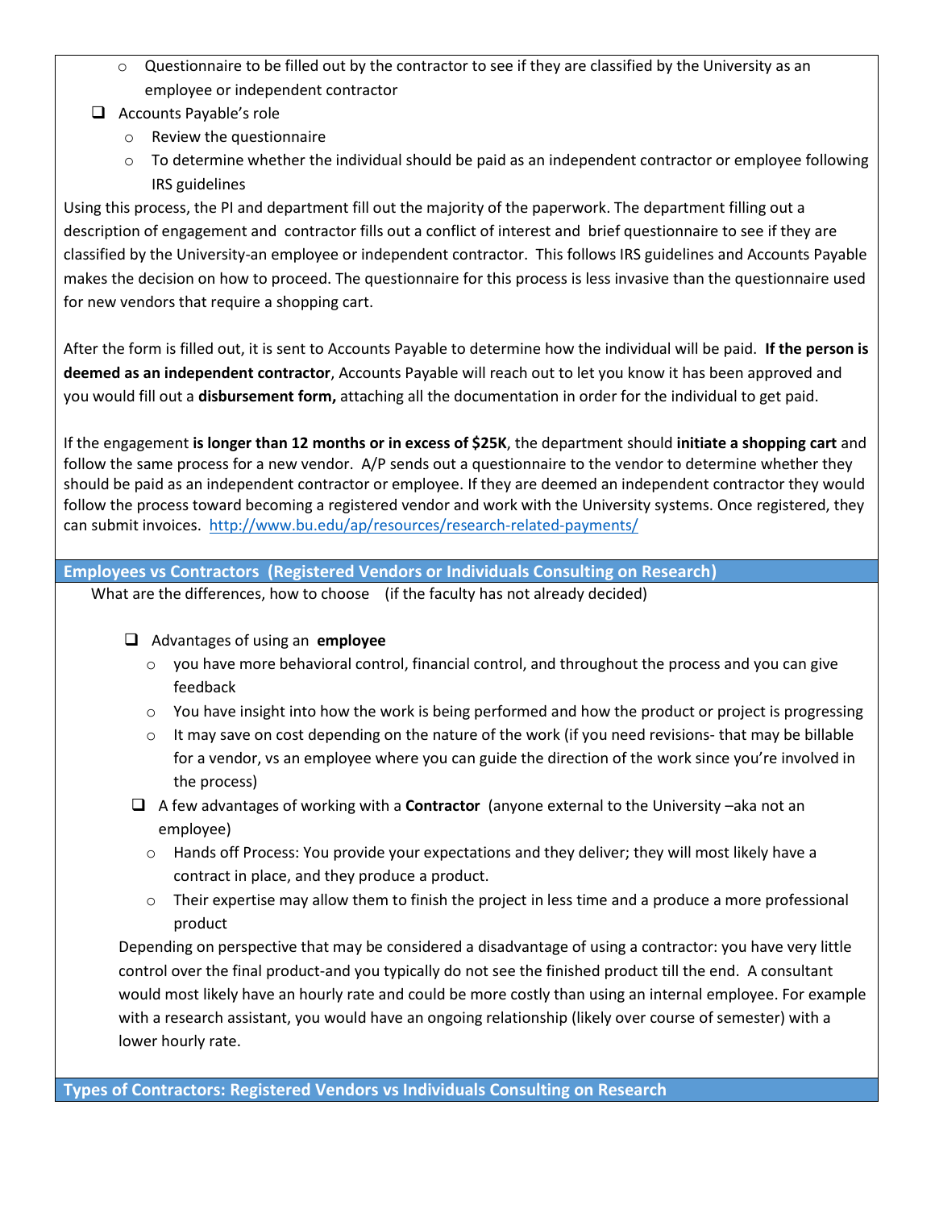- Questionnaire to be filled out by the contractor to see if they are classified by the University as an employee or independent contractor

- Accounts Payable's role
  - Review the questionnaire
  - To determine whether the individual should be paid as an independent contractor or employee following IRS guidelines

Using this process, the PI and department fill out the majority of the paperwork. The department filling out a description of engagement and contractor fills out a conflict of interest and brief questionnaire to see if they are classified by the University-an employee or independent contractor. This follows IRS guidelines and Accounts Payable makes the decision on how to proceed. The questionnaire for this process is less invasive than the questionnaire used for new vendors that require a shopping cart.

After the form is filled out, it is sent to Accounts Payable to determine how the individual will be paid. **If the person is deemed as an independent contractor**, Accounts Payable will reach out to let you know it has been approved and you would fill out a **disbursement form,** attaching all the documentation in order for the individual to get paid.

If the engagement **is longer than 12 months or in excess of $25K**, the department should **initiate a shopping cart** and follow the same process for a new vendor. A/P sends out a questionnaire to the vendor to determine whether they should be paid as an independent contractor or employee. If they are deemed an independent contractor they would follow the process toward becoming a registered vendor and work with the University systems. Once registered, they can submit invoices. http://www.bu.edu/ap/resources/research-related-payments/

## Employees vs Contractors (Registered Vendors or Individuals Consulting on Research)

What are the differences, how to choose (if the faculty has not already decided)

- Advantages of using an **employee**
  - you have more behavioral control, financial control, and throughout the process and you can give feedback
  - You have insight into how the work is being performed and how the product or project is progressing
  - It may save on cost depending on the nature of the work (if you need revisions- that may be billable for a vendor, vs an employee where you can guide the direction of the work since you're involved in the process)
- A few advantages of working with a **Contractor** (anyone external to the University –aka not an employee)
  - Hands off Process: You provide your expectations and they deliver; they will most likely have a contract in place, and they produce a product.
  - Their expertise may allow them to finish the project in less time and a produce a more professional product

Depending on perspective that may be considered a disadvantage of using a contractor: you have very little control over the final product-and you typically do not see the finished product till the end. A consultant would most likely have an hourly rate and could be more costly than using an internal employee. For example with a research assistant, you would have an ongoing relationship (likely over course of semester) with a lower hourly rate.

## Types of Contractors: Registered Vendors vs Individuals Consulting on Research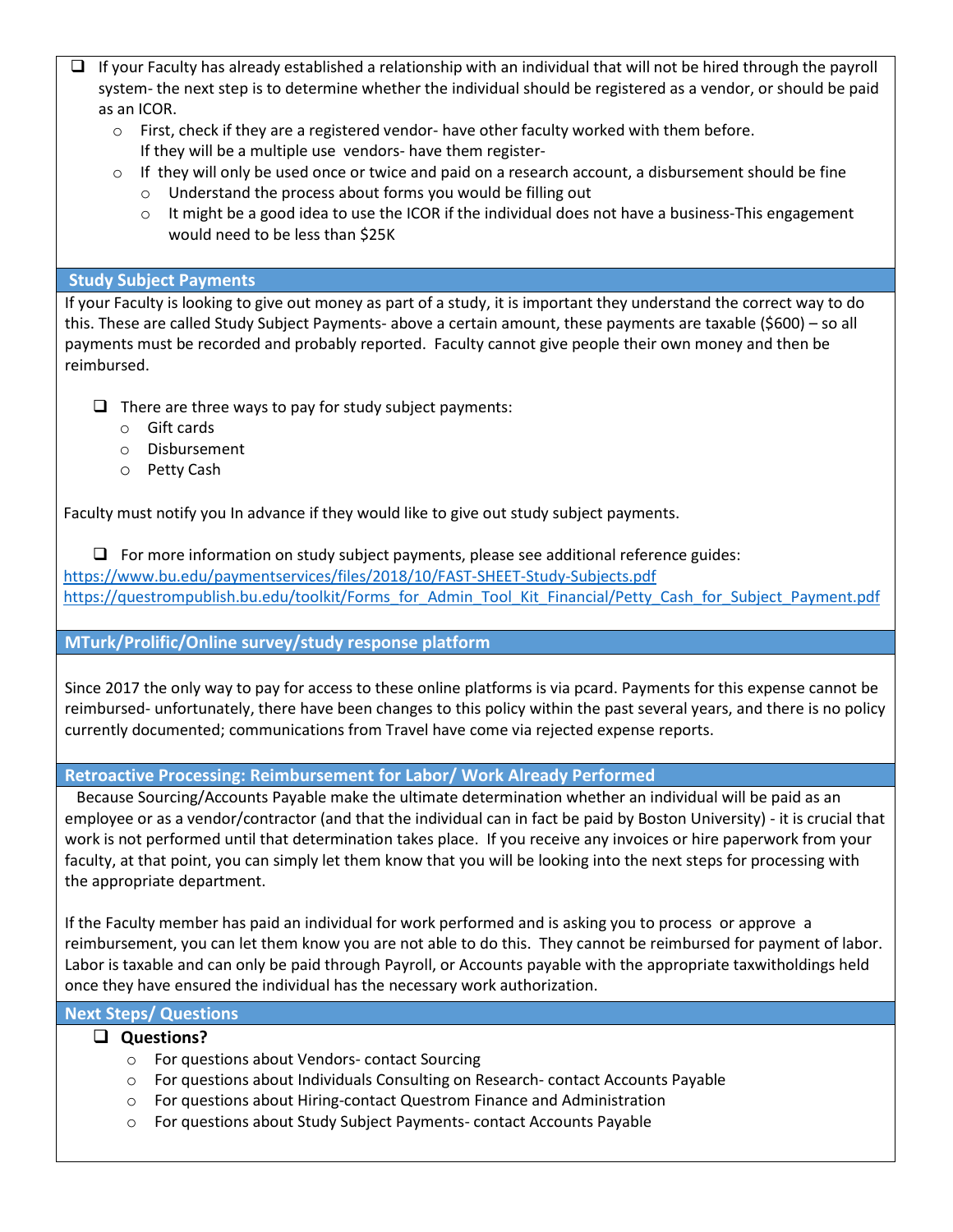- [ ] If your Faculty has already established a relationship with an individual that will not be hired through the payroll system- the next step is to determine whether the individual should be registered as a vendor, or should be paid as an ICOR.
  - First, check if they are a registered vendor- have other faculty worked with them before. If they will be a multiple use vendors- have them register-
  - If they will only be used once or twice and paid on a research account, a disbursement should be fine
    - Understand the process about forms you would be filling out
    - It might be a good idea to use the ICOR if the individual does not have a business-This engagement would need to be less than $25K

## Study Subject Payments

If your Faculty is looking to give out money as part of a study, it is important they understand the correct way to do this. These are called Study Subject Payments- above a certain amount, these payments are taxable ($600) – so all payments must be recorded and probably reported. Faculty cannot give people their own money and then be reimbursed.

- [ ] There are three ways to pay for study subject payments:
  - Gift cards
  - Disbursement
  - Petty Cash

Faculty must notify you In advance if they would like to give out study subject payments.

- [ ] For more information on study subject payments, please see additional reference guides:

https://www.bu.edu/paymentservices/files/2018/10/FAST-SHEET-Study-Subjects.pdf
https://questrompublish.bu.edu/toolkit/Forms_for_Admin_Tool_Kit_Financial/Petty_Cash_for_Subject_Payment.pdf

## MTurk/Prolific/Online survey/study response platform

Since 2017 the only way to pay for access to these online platforms is via pcard. Payments for this expense cannot be reimbursed- unfortunately, there have been changes to this policy within the past several years, and there is no policy currently documented; communications from Travel have come via rejected expense reports.

## Retroactive Processing: Reimbursement for Labor/ Work Already Performed

Because Sourcing/Accounts Payable make the ultimate determination whether an individual will be paid as an employee or as a vendor/contractor (and that the individual can in fact be paid by Boston University) - it is crucial that work is not performed until that determination takes place. If you receive any invoices or hire paperwork from your faculty, at that point, you can simply let them know that you will be looking into the next steps for processing with the appropriate department.

If the Faculty member has paid an individual for work performed and is asking you to process or approve a reimbursement, you can let them know you are not able to do this. They cannot be reimbursed for payment of labor. Labor is taxable and can only be paid through Payroll, or Accounts payable with the appropriate taxwitholdings held once they have ensured the individual has the necessary work authorization.

## Next Steps/ Questions

- [ ] **Questions?**
  - For questions about Vendors- contact Sourcing
  - For questions about Individuals Consulting on Research- contact Accounts Payable
  - For questions about Hiring-contact Questrom Finance and Administration
  - For questions about Study Subject Payments- contact Accounts Payable